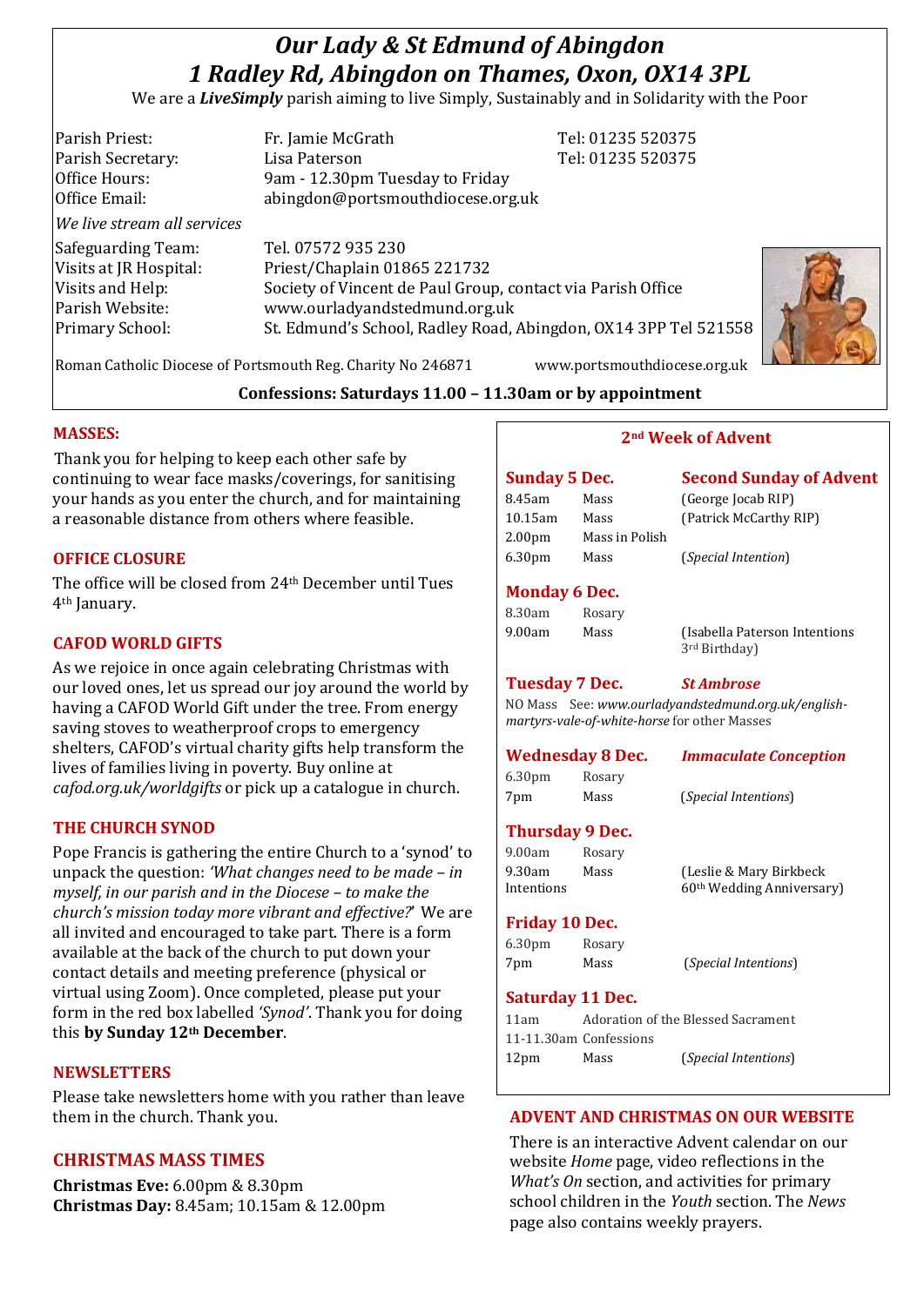# *Our Lady & St Edmund of Abingdon*
# *1 Radley Rd, Abingdon on Thames, Oxon, OX14 3PL*

We are a ***LiveSimply*** parish aiming to live Simply, Sustainably and in Solidarity with the Poor

| | | |
|---|---|---|
| Parish Priest: | Fr. Jamie McGrath | Tel: 01235 520375 |
| Parish Secretary: | Lisa Paterson | Tel: 01235 520375 |
| Office Hours: | 9am - 12.30pm Tuesday to Friday | |
| Office Email: | abingdon@portsmouthdiocese.org.uk | |

*We live stream all services*

| | |
|---|---|
| Safeguarding Team: | Tel. 07572 935 230 |
| Visits at JR Hospital: | Priest/Chaplain 01865 221732 |
| Visits and Help: | Society of Vincent de Paul Group, contact via Parish Office |
| Parish Website: | www.ourladyandstedmund.org.uk |
| Primary School: | St. Edmund's School, Radley Road, Abingdon, OX14 3PP Tel 521558 |

Roman Catholic Diocese of Portsmouth Reg. Charity No 246871 www.portsmouthdiocese.org.uk

**Confessions: Saturdays 11.00 – 11.30am or by appointment**

## 2nd Week of Advent

**Sunday 5 Dec.** — **Second Sunday of Advent**

| | | |
|---|---|---|
| 8.45am | Mass | (George Jocab RIP) |
| 10.15am | Mass | (Patrick McCarthy RIP) |
| 2.00pm | Mass in Polish | |
| 6.30pm | Mass | (*Special Intention*) |

**Monday 6 Dec.**

| | | |
|---|---|---|
| 8.30am | Rosary | |
| 9.00am | Mass | (Isabella Paterson Intentions 3rd Birthday) |

**Tuesday 7 Dec.** — ***St Ambrose***

NO Mass See: *www.ourladyandstedmund.org.uk/english-martyrs-vale-of-white-horse* for other Masses

**Wednesday 8 Dec.** — ***Immaculate Conception***

| | | |
|---|---|---|
| 6.30pm | Rosary | |
| 7pm | Mass | (*Special Intentions*) |

**Thursday 9 Dec.**

| | | |
|---|---|---|
| 9.00am | Rosary | |
| 9.30am | Mass | (Leslie & Mary Birkbeck Intentions 60th Wedding Anniversary) |

**Friday 10 Dec.**

| | | |
|---|---|---|
| 6.30pm | Rosary | |
| 7pm | Mass | (*Special Intentions*) |

**Saturday 11 Dec.**

| | | |
|---|---|---|
| 11am | Adoration of the Blessed Sacrament | |
| 11-11.30am | Confessions | |
| 12pm | Mass | (*Special Intentions*) |

### MASSES:

Thank you for helping to keep each other safe by continuing to wear face masks/coverings, for sanitising your hands as you enter the church, and for maintaining a reasonable distance from others where feasible.

### OFFICE CLOSURE

The office will be closed from 24th December until Tues 4th January.

### CAFOD WORLD GIFTS

As we rejoice in once again celebrating Christmas with our loved ones, let us spread our joy around the world by having a CAFOD World Gift under the tree. From energy saving stoves to weatherproof crops to emergency shelters, CAFOD's virtual charity gifts help transform the lives of families living in poverty. Buy online at *cafod.org.uk/worldgifts* or pick up a catalogue in church.

### THE CHURCH SYNOD

Pope Francis is gathering the entire Church to a 'synod' to unpack the question: *'What changes need to be made – in myself, in our parish and in the Diocese – to make the church's mission today more vibrant and effective?'* We are all invited and encouraged to take part. There is a form available at the back of the church to put down your contact details and meeting preference (physical or virtual using Zoom). Once completed, please put your form in the red box labelled *'Synod'*. Thank you for doing this **by Sunday 12th December**.

### NEWSLETTERS

Please take newsletters home with you rather than leave them in the church. Thank you.

### CHRISTMAS MASS TIMES

**Christmas Eve:** 6.00pm & 8.30pm
**Christmas Day:** 8.45am; 10.15am & 12.00pm

### ADVENT AND CHRISTMAS ON OUR WEBSITE

There is an interactive Advent calendar on our website *Home* page, video reflections in the *What's On* section, and activities for primary school children in the *Youth* section. The *News* page also contains weekly prayers.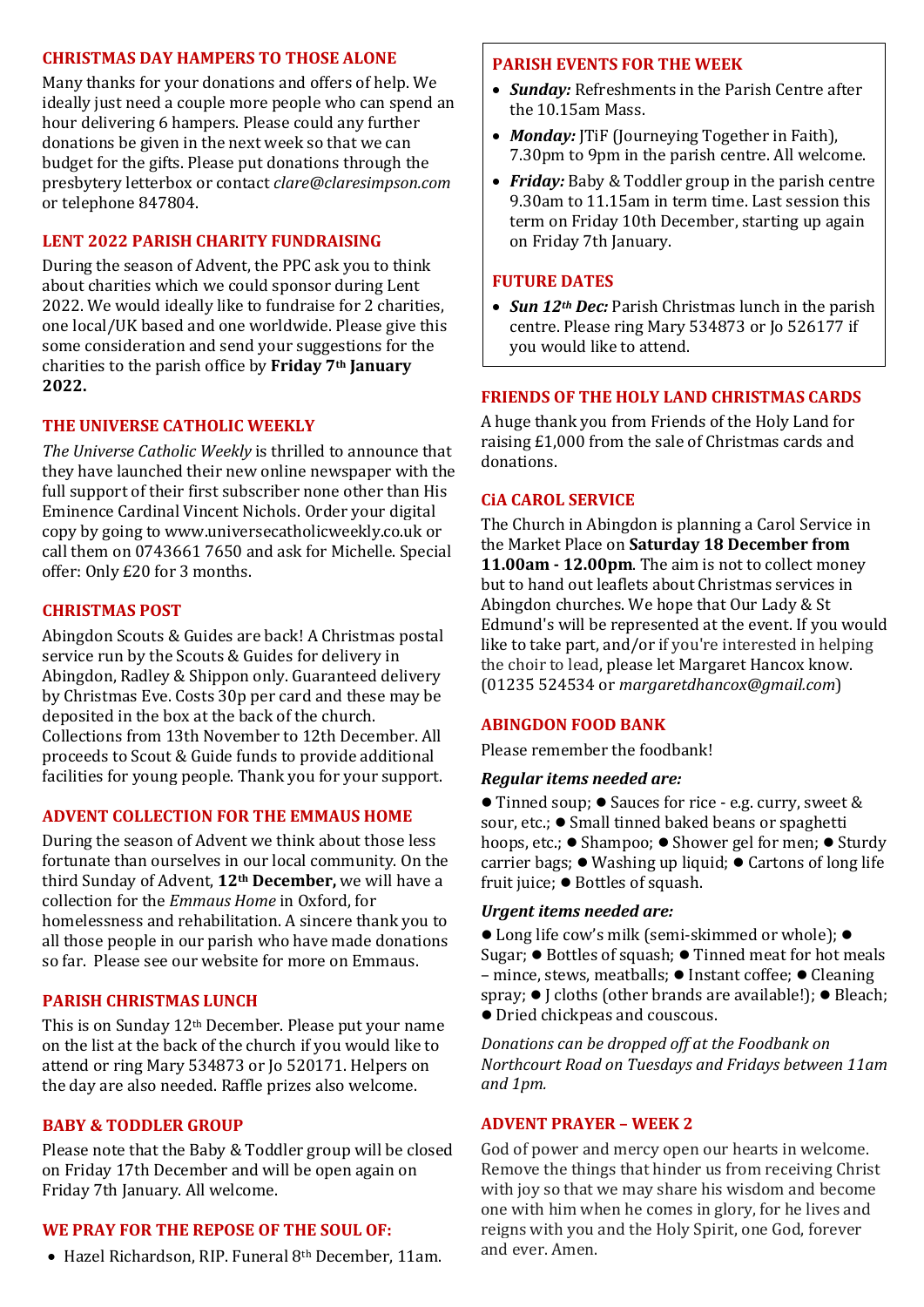## CHRISTMAS DAY HAMPERS TO THOSE ALONE

Many thanks for your donations and offers of help. We ideally just need a couple more people who can spend an hour delivering 6 hampers. Please could any further donations be given in the next week so that we can budget for the gifts. Please put donations through the presbytery letterbox or contact *clare@claresimpson.com* or telephone 847804.

## LENT 2022 PARISH CHARITY FUNDRAISING

During the season of Advent, the PPC ask you to think about charities which we could sponsor during Lent 2022. We would ideally like to fundraise for 2 charities, one local/UK based and one worldwide. Please give this some consideration and send your suggestions for the charities to the parish office by **Friday 7th January 2022.**

## THE UNIVERSE CATHOLIC WEEKLY

*The Universe Catholic Weekly* is thrilled to announce that they have launched their new online newspaper with the full support of their first subscriber none other than His Eminence Cardinal Vincent Nichols. Order your digital copy by going to www.universecatholicweekly.co.uk or call them on 0743661 7650 and ask for Michelle. Special offer: Only £20 for 3 months.

## CHRISTMAS POST

Abingdon Scouts & Guides are back! A Christmas postal service run by the Scouts & Guides for delivery in Abingdon, Radley & Shippon only. Guaranteed delivery by Christmas Eve. Costs 30p per card and these may be deposited in the box at the back of the church. Collections from 13th November to 12th December. All proceeds to Scout & Guide funds to provide additional facilities for young people. Thank you for your support.

## ADVENT COLLECTION FOR THE EMMAUS HOME

During the season of Advent we think about those less fortunate than ourselves in our local community. On the third Sunday of Advent, **12th December,** we will have a collection for the *Emmaus Home* in Oxford, for homelessness and rehabilitation. A sincere thank you to all those people in our parish who have made donations so far. Please see our website for more on Emmaus.

## PARISH CHRISTMAS LUNCH

This is on Sunday 12th December. Please put your name on the list at the back of the church if you would like to attend or ring Mary 534873 or Jo 520171. Helpers on the day are also needed. Raffle prizes also welcome.

## BABY & TODDLER GROUP

Please note that the Baby & Toddler group will be closed on Friday 17th December and will be open again on Friday 7th January. All welcome.

## WE PRAY FOR THE REPOSE OF THE SOUL OF:

- Hazel Richardson, RIP. Funeral 8th December, 11am.

## PARISH EVENTS FOR THE WEEK

- ***Sunday:*** Refreshments in the Parish Centre after the 10.15am Mass.
- ***Monday:*** JTiF (Journeying Together in Faith), 7.30pm to 9pm in the parish centre. All welcome.
- ***Friday:*** Baby & Toddler group in the parish centre 9.30am to 11.15am in term time. Last session this term on Friday 10th December, starting up again on Friday 7th January.

## FUTURE DATES

- ***Sun 12th Dec:*** Parish Christmas lunch in the parish centre. Please ring Mary 534873 or Jo 526177 if you would like to attend.

## FRIENDS OF THE HOLY LAND CHRISTMAS CARDS

A huge thank you from Friends of the Holy Land for raising £1,000 from the sale of Christmas cards and donations.

## CiA CAROL SERVICE

The Church in Abingdon is planning a Carol Service in the Market Place on **Saturday 18 December from 11.00am - 12.00pm**. The aim is not to collect money but to hand out leaflets about Christmas services in Abingdon churches. We hope that Our Lady & St Edmund's will be represented at the event. If you would like to take part, and/or if you're interested in helping the choir to lead, please let Margaret Hancox know. (01235 524534 or *margaretdhancox@gmail.com*)

## ABINGDON FOOD BANK

Please remember the foodbank!

***Regular items needed are:***

● Tinned soup; ● Sauces for rice - e.g. curry, sweet & sour, etc.; ● Small tinned baked beans or spaghetti hoops, etc.; ● Shampoo; ● Shower gel for men; ● Sturdy carrier bags; ● Washing up liquid; ● Cartons of long life fruit juice; ● Bottles of squash.

***Urgent items needed are:***

● Long life cow's milk (semi-skimmed or whole); ● Sugar; ● Bottles of squash; ● Tinned meat for hot meals – mince, stews, meatballs; ● Instant coffee; ● Cleaning spray; ● J cloths (other brands are available!); ● Bleach; ● Dried chickpeas and couscous.

*Donations can be dropped off at the Foodbank on Northcourt Road on Tuesdays and Fridays between 11am and 1pm.*

## ADVENT PRAYER – WEEK 2

God of power and mercy open our hearts in welcome. Remove the things that hinder us from receiving Christ with joy so that we may share his wisdom and become one with him when he comes in glory, for he lives and reigns with you and the Holy Spirit, one God, forever and ever. Amen.